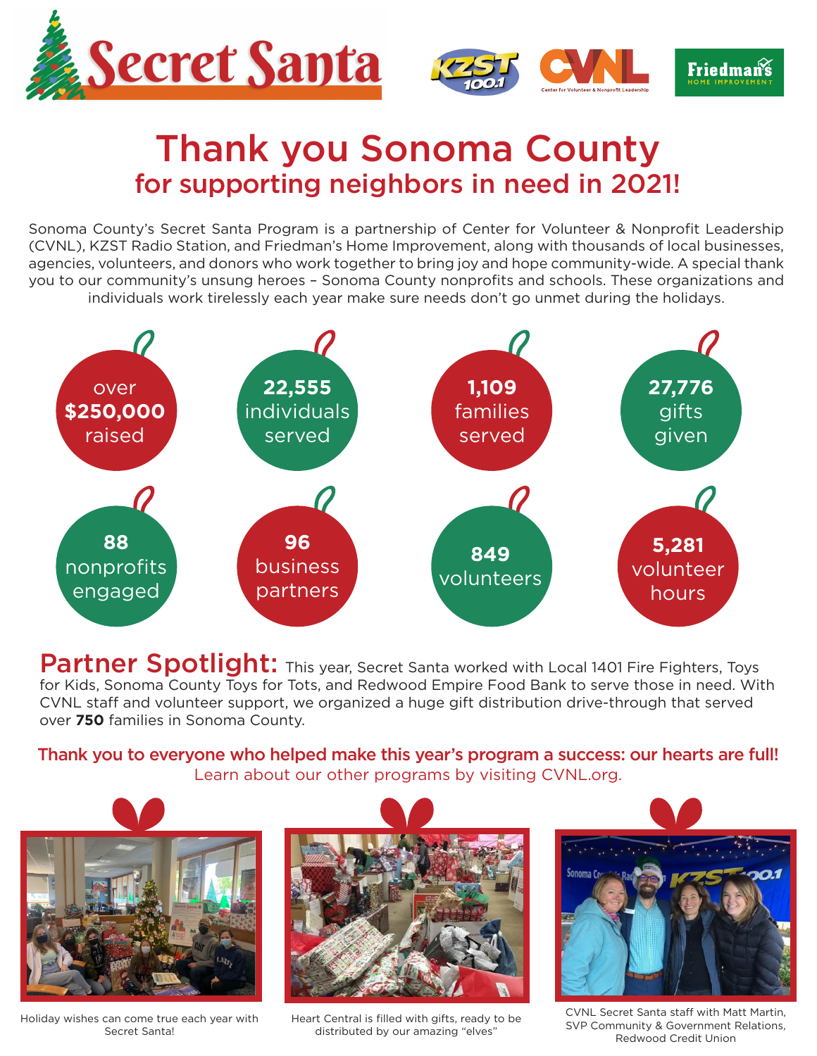# Secret Santa

# Thank you Sonoma County

## for supporting neighbors in need in 2021!

Sonoma County's Secret Santa Program is a partnership of Center for Volunteer & Nonprofit Leadership (CVNL), KZST Radio Station, and Friedman's Home Improvement, along with thousands of local businesses, agencies, volunteers, and donors who work together to bring joy and hope community-wide. A special thank you to our community's unsung heroes – Sonoma County nonprofits and schools. These organizations and individuals work tirelessly each year make sure needs don't go unmet during the holidays.

- over **$250,000** raised
- **22,555** individuals served
- **1,109** families served
- **27,776** gifts given
- **88** nonprofits engaged
- **96** business partners
- **849** volunteers
- **5,281** volunteer hours

**Partner Spotlight:** This year, Secret Santa worked with Local 1401 Fire Fighters, Toys for Kids, Sonoma County Toys for Tots, and Redwood Empire Food Bank to serve those in need. With CVNL staff and volunteer support, we organized a huge gift distribution drive-through that served over **750** families in Sonoma County.

**Thank you to everyone who helped make this year's program a success: our hearts are full!**
Learn about our other programs by visiting CVNL.org.

Holiday wishes can come true each year with Secret Santa!

Heart Central is filled with gifts, ready to be distributed by our amazing "elves"

CVNL Secret Santa staff with Matt Martin, SVP Community & Government Relations, Redwood Credit Union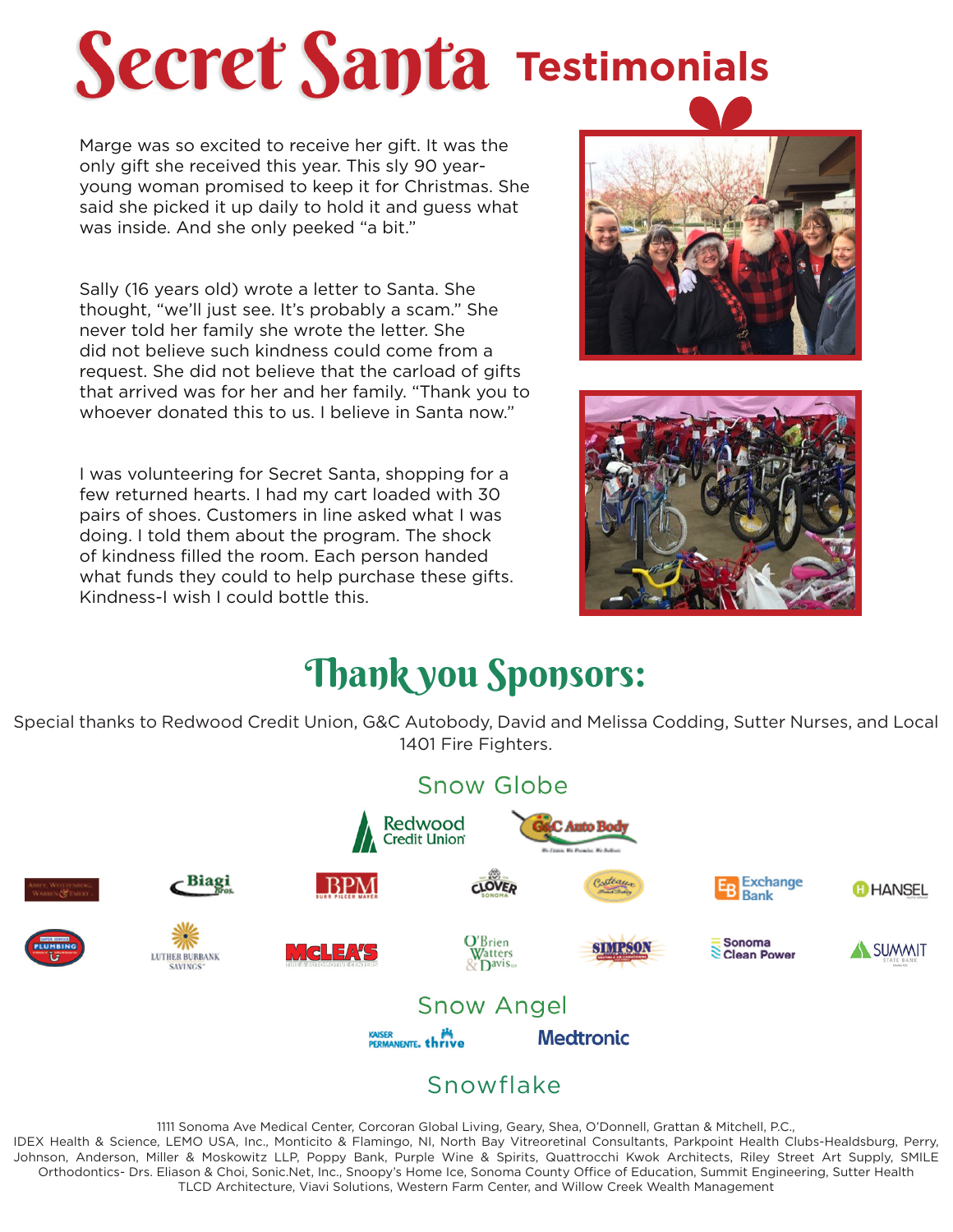# Secret Santa Testimonials

Marge was so excited to receive her gift. It was the only gift she received this year. This sly 90 year-young woman promised to keep it for Christmas. She said she picked it up daily to hold it and guess what was inside. And she only peeked "a bit."

Sally (16 years old) wrote a letter to Santa. She thought, "we'll just see. It's probably a scam." She never told her family she wrote the letter. She did not believe such kindness could come from a request. She did not believe that the carload of gifts that arrived was for her and her family. "Thank you to whoever donated this to us. I believe in Santa now."

I was volunteering for Secret Santa, shopping for a few returned hearts. I had my cart loaded with 30 pairs of shoes. Customers in line asked what I was doing. I told them about the program. The shock of kindness filled the room. Each person handed what funds they could to help purchase these gifts. Kindness-I wish I could bottle this.

## Thank you Sponsors:

Special thanks to Redwood Credit Union, G&C Autobody, David and Melissa Codding, Sutter Nurses, and Local 1401 Fire Fighters.

### Snow Globe

Redwood Credit Union, G&C Auto Body

Abbey, Weitzenberg, Warren & Emery, Biagi Bros., BPM, Clover Sonoma, Costeaux French Bakery, Exchange Bank, Hansel

Super Service Plumbing, Luther Burbank Savings, McLea's, O'Brien Watters & Davis, Simpson, Sonoma Clean Power, Summit State Bank

### Snow Angel

Kaiser Permanente thrive, Medtronic

### Snowflake

1111 Sonoma Ave Medical Center, Corcoran Global Living, Geary, Shea, O'Donnell, Grattan & Mitchell, P.C., IDEX Health & Science, LEMO USA, Inc., Monticito & Flamingo, NI, North Bay Vitreoretinal Consultants, Parkpoint Health Clubs-Healdsburg, Perry, Johnson, Anderson, Miller & Moskowitz LLP, Poppy Bank, Purple Wine & Spirits, Quattrocchi Kwok Architects, Riley Street Art Supply, SMILE Orthodontics- Drs. Eliason & Choi, Sonic.Net, Inc., Snoopy's Home Ice, Sonoma County Office of Education, Summit Engineering, Sutter Health TLCD Architecture, Viavi Solutions, Western Farm Center, and Willow Creek Wealth Management